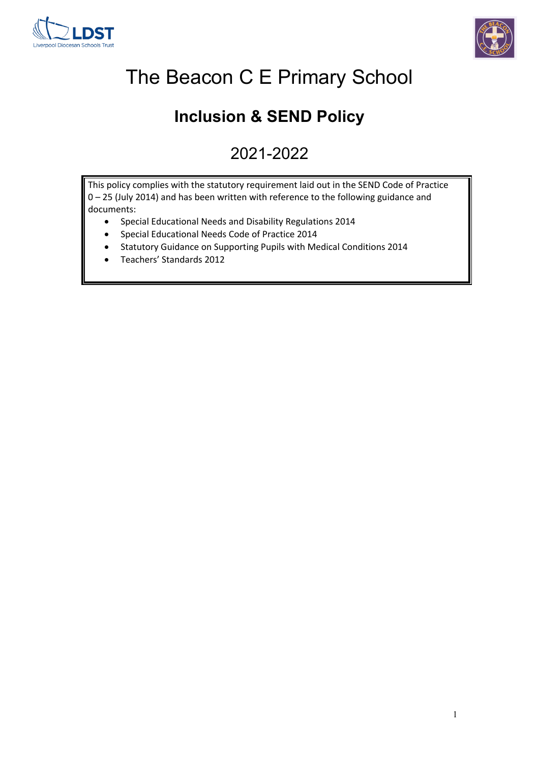# The Beacon C E Primary School

## Inclusion & SEND Policy

2021-2022

This policy complies with the statutory requirement laid out in the SEND Code of Practice 0 – 25 (July 2014) and has been written with reference to the following guidance and documents:

- Special Educational Needs and Disability Regulations 2014
- Special Educational Needs Code of Practice 2014
- Statutory Guidance on Supporting Pupils with Medical Conditions 2014
- Teachers' Standards 2012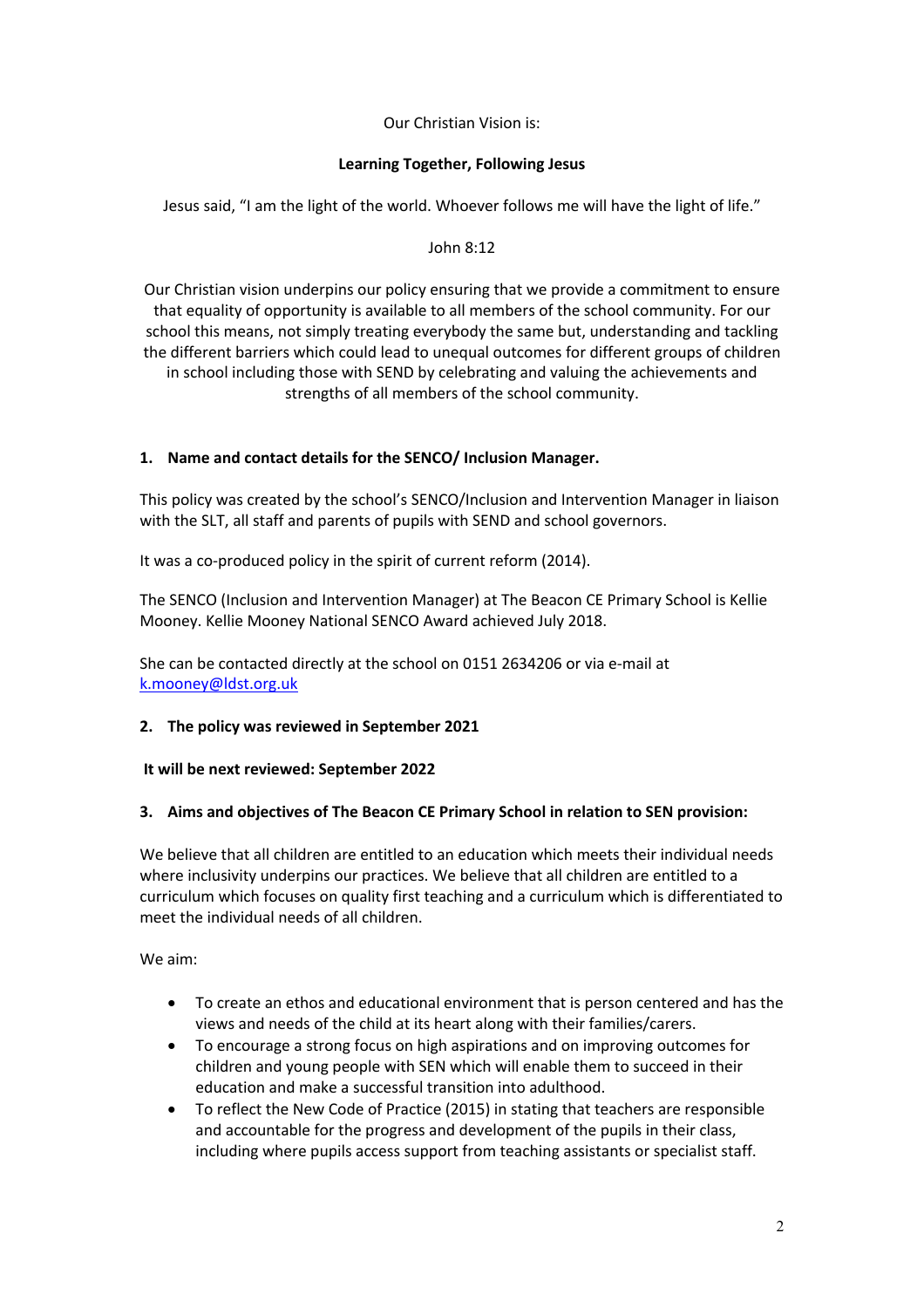Our Christian Vision is:

**Learning Together, Following Jesus**

Jesus said, "I am the light of the world. Whoever follows me will have the light of life."

John 8:12

Our Christian vision underpins our policy ensuring that we provide a commitment to ensure that equality of opportunity is available to all members of the school community. For our school this means, not simply treating everybody the same but, understanding and tackling the different barriers which could lead to unequal outcomes for different groups of children in school including those with SEND by celebrating and valuing the achievements and strengths of all members of the school community.

**1. Name and contact details for the SENCO/ Inclusion Manager.**

This policy was created by the school's SENCO/Inclusion and Intervention Manager in liaison with the SLT, all staff and parents of pupils with SEND and school governors.

It was a co-produced policy in the spirit of current reform (2014).

The SENCO (Inclusion and Intervention Manager) at The Beacon CE Primary School is Kellie Mooney. Kellie Mooney National SENCO Award achieved July 2018.

She can be contacted directly at the school on 0151 2634206 or via e-mail at k.mooney@ldst.org.uk

**2. The policy was reviewed in September 2021**

**It will be next reviewed: September 2022**

**3. Aims and objectives of The Beacon CE Primary School in relation to SEN provision:**

We believe that all children are entitled to an education which meets their individual needs where inclusivity underpins our practices. We believe that all children are entitled to a curriculum which focuses on quality first teaching and a curriculum which is differentiated to meet the individual needs of all children.

We aim:

- To create an ethos and educational environment that is person centered and has the views and needs of the child at its heart along with their families/carers.
- To encourage a strong focus on high aspirations and on improving outcomes for children and young people with SEN which will enable them to succeed in their education and make a successful transition into adulthood.
- To reflect the New Code of Practice (2015) in stating that teachers are responsible and accountable for the progress and development of the pupils in their class, including where pupils access support from teaching assistants or specialist staff.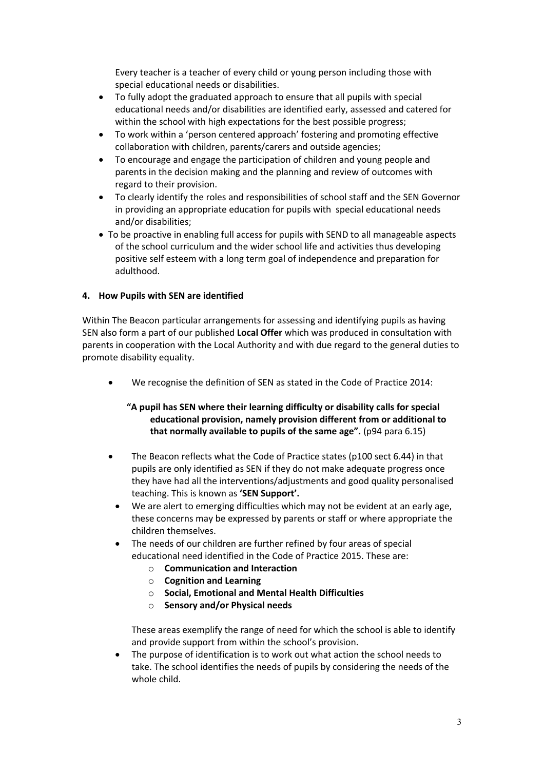Every teacher is a teacher of every child or young person including those with special educational needs or disabilities.

- To fully adopt the graduated approach to ensure that all pupils with special educational needs and/or disabilities are identified early, assessed and catered for within the school with high expectations for the best possible progress;
- To work within a 'person centered approach' fostering and promoting effective collaboration with children, parents/carers and outside agencies;
- To encourage and engage the participation of children and young people and parents in the decision making and the planning and review of outcomes with regard to their provision.
- To clearly identify the roles and responsibilities of school staff and the SEN Governor in providing an appropriate education for pupils with special educational needs and/or disabilities;
- To be proactive in enabling full access for pupils with SEND to all manageable aspects of the school curriculum and the wider school life and activities thus developing positive self esteem with a long term goal of independence and preparation for adulthood.

#### 4. How Pupils with SEN are identified

Within The Beacon particular arrangements for assessing and identifying pupils as having SEN also form a part of our published **Local Offer** which was produced in consultation with parents in cooperation with the Local Authority and with due regard to the general duties to promote disability equality.

- We recognise the definition of SEN as stated in the Code of Practice 2014:

  **"A pupil has SEN where their learning difficulty or disability calls for special educational provision, namely provision different from or additional to that normally available to pupils of the same age".** (p94 para 6.15)

- The Beacon reflects what the Code of Practice states (p100 sect 6.44) in that pupils are only identified as SEN if they do not make adequate progress once they have had all the interventions/adjustments and good quality personalised teaching. This is known as **'SEN Support'.**
- We are alert to emerging difficulties which may not be evident at an early age, these concerns may be expressed by parents or staff or where appropriate the children themselves.
- The needs of our children are further refined by four areas of special educational need identified in the Code of Practice 2015. These are:
  - **Communication and Interaction**
  - **Cognition and Learning**
  - **Social, Emotional and Mental Health Difficulties**
  - **Sensory and/or Physical needs**

  These areas exemplify the range of need for which the school is able to identify and provide support from within the school's provision.
- The purpose of identification is to work out what action the school needs to take. The school identifies the needs of pupils by considering the needs of the whole child.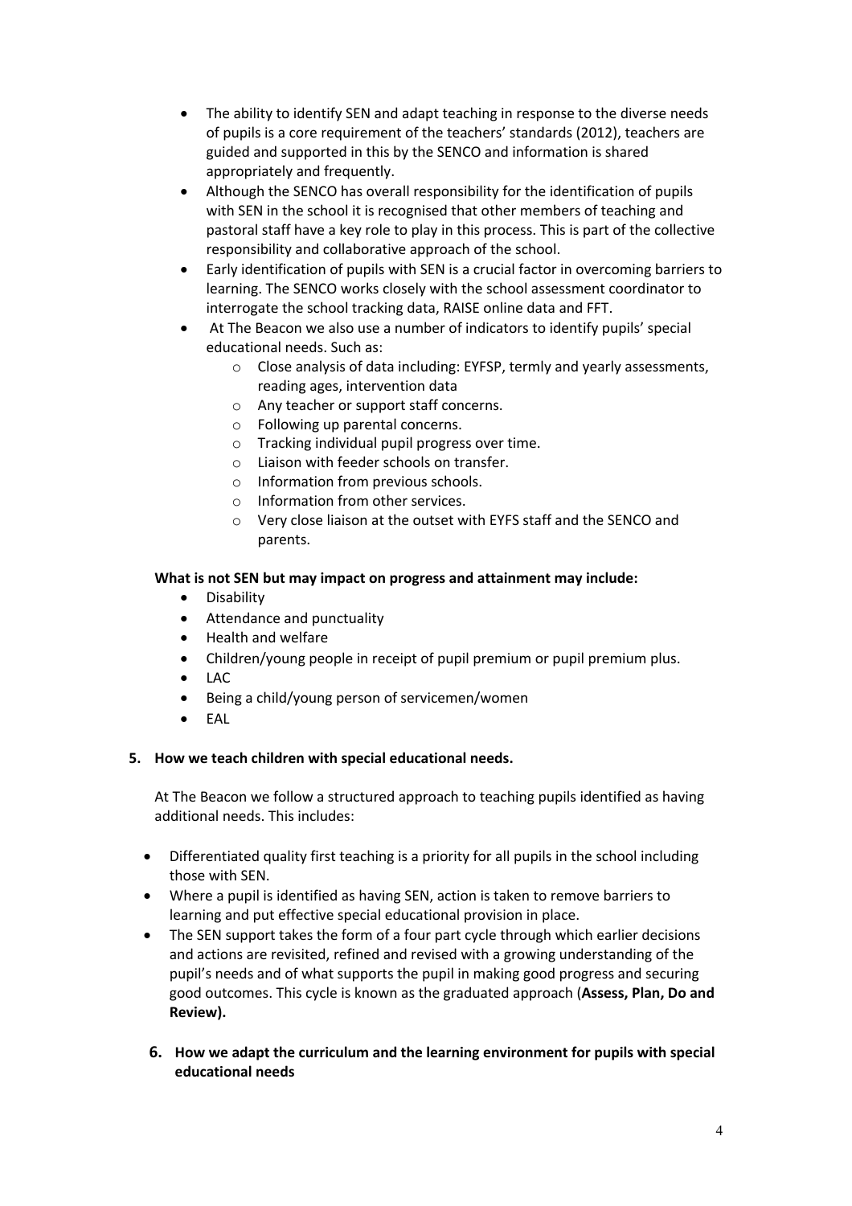- The ability to identify SEN and adapt teaching in response to the diverse needs of pupils is a core requirement of the teachers' standards (2012), teachers are guided and supported in this by the SENCO and information is shared appropriately and frequently.
- Although the SENCO has overall responsibility for the identification of pupils with SEN in the school it is recognised that other members of teaching and pastoral staff have a key role to play in this process. This is part of the collective responsibility and collaborative approach of the school.
- Early identification of pupils with SEN is a crucial factor in overcoming barriers to learning. The SENCO works closely with the school assessment coordinator to interrogate the school tracking data, RAISE online data and FFT.
- At The Beacon we also use a number of indicators to identify pupils' special educational needs. Such as:
  - Close analysis of data including: EYFSP, termly and yearly assessments, reading ages, intervention data
  - Any teacher or support staff concerns.
  - Following up parental concerns.
  - Tracking individual pupil progress over time.
  - Liaison with feeder schools on transfer.
  - Information from previous schools.
  - Information from other services.
  - Very close liaison at the outset with EYFS staff and the SENCO and parents.

**What is not SEN but may impact on progress and attainment may include:**

- Disability
- Attendance and punctuality
- Health and welfare
- Children/young people in receipt of pupil premium or pupil premium plus.
- LAC
- Being a child/young person of servicemen/women
- EAL

## 5. How we teach children with special educational needs.

At The Beacon we follow a structured approach to teaching pupils identified as having additional needs. This includes:

- Differentiated quality first teaching is a priority for all pupils in the school including those with SEN.
- Where a pupil is identified as having SEN, action is taken to remove barriers to learning and put effective special educational provision in place.
- The SEN support takes the form of a four part cycle through which earlier decisions and actions are revisited, refined and revised with a growing understanding of the pupil's needs and of what supports the pupil in making good progress and securing good outcomes. This cycle is known as the graduated approach (**Assess, Plan, Do and Review).**

## 6. How we adapt the curriculum and the learning environment for pupils with special educational needs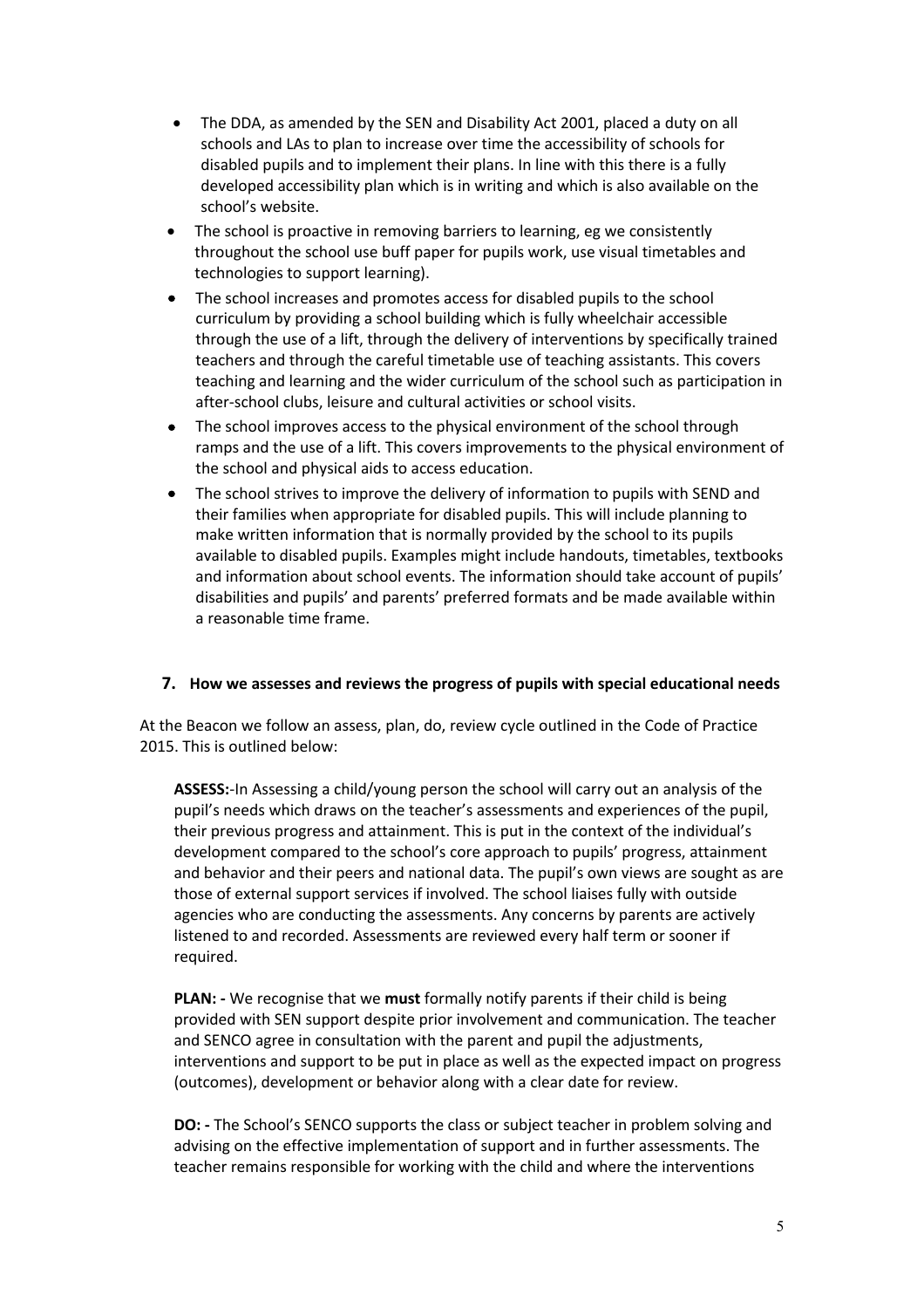- The DDA, as amended by the SEN and Disability Act 2001, placed a duty on all schools and LAs to plan to increase over time the accessibility of schools for disabled pupils and to implement their plans. In line with this there is a fully developed accessibility plan which is in writing and which is also available on the school's website.
- The school is proactive in removing barriers to learning, eg we consistently throughout the school use buff paper for pupils work, use visual timetables and technologies to support learning).
- The school increases and promotes access for disabled pupils to the school curriculum by providing a school building which is fully wheelchair accessible through the use of a lift, through the delivery of interventions by specifically trained teachers and through the careful timetable use of teaching assistants. This covers teaching and learning and the wider curriculum of the school such as participation in after-school clubs, leisure and cultural activities or school visits.
- The school improves access to the physical environment of the school through ramps and the use of a lift. This covers improvements to the physical environment of the school and physical aids to access education.
- The school strives to improve the delivery of information to pupils with SEND and their families when appropriate for disabled pupils. This will include planning to make written information that is normally provided by the school to its pupils available to disabled pupils. Examples might include handouts, timetables, textbooks and information about school events. The information should take account of pupils' disabilities and pupils' and parents' preferred formats and be made available within a reasonable time frame.

## 7. How we assesses and reviews the progress of pupils with special educational needs

At the Beacon we follow an assess, plan, do, review cycle outlined in the Code of Practice 2015. This is outlined below:

**ASSESS:**-In Assessing a child/young person the school will carry out an analysis of the pupil's needs which draws on the teacher's assessments and experiences of the pupil, their previous progress and attainment. This is put in the context of the individual's development compared to the school's core approach to pupils' progress, attainment and behavior and their peers and national data. The pupil's own views are sought as are those of external support services if involved. The school liaises fully with outside agencies who are conducting the assessments. Any concerns by parents are actively listened to and recorded. Assessments are reviewed every half term or sooner if required.

**PLAN: -** We recognise that we **must** formally notify parents if their child is being provided with SEN support despite prior involvement and communication. The teacher and SENCO agree in consultation with the parent and pupil the adjustments, interventions and support to be put in place as well as the expected impact on progress (outcomes), development or behavior along with a clear date for review.

**DO: -** The School's SENCO supports the class or subject teacher in problem solving and advising on the effective implementation of support and in further assessments. The teacher remains responsible for working with the child and where the interventions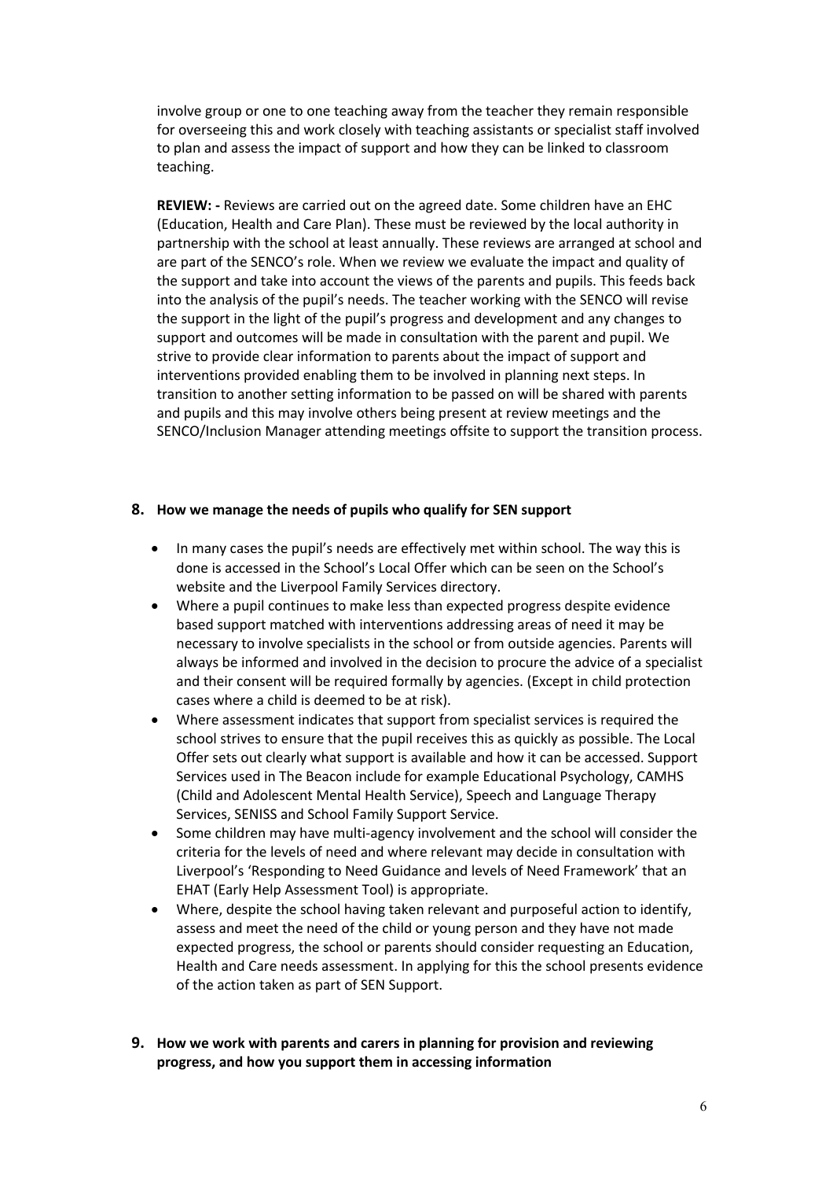involve group or one to one teaching away from the teacher they remain responsible for overseeing this and work closely with teaching assistants or specialist staff involved to plan and assess the impact of support and how they can be linked to classroom teaching.

**REVIEW: -** Reviews are carried out on the agreed date. Some children have an EHC (Education, Health and Care Plan). These must be reviewed by the local authority in partnership with the school at least annually. These reviews are arranged at school and are part of the SENCO's role. When we review we evaluate the impact and quality of the support and take into account the views of the parents and pupils. This feeds back into the analysis of the pupil's needs. The teacher working with the SENCO will revise the support in the light of the pupil's progress and development and any changes to support and outcomes will be made in consultation with the parent and pupil. We strive to provide clear information to parents about the impact of support and interventions provided enabling them to be involved in planning next steps. In transition to another setting information to be passed on will be shared with parents and pupils and this may involve others being present at review meetings and the SENCO/Inclusion Manager attending meetings offsite to support the transition process.

## 8. How we manage the needs of pupils who qualify for SEN support

- In many cases the pupil's needs are effectively met within school. The way this is done is accessed in the School's Local Offer which can be seen on the School's website and the Liverpool Family Services directory.
- Where a pupil continues to make less than expected progress despite evidence based support matched with interventions addressing areas of need it may be necessary to involve specialists in the school or from outside agencies. Parents will always be informed and involved in the decision to procure the advice of a specialist and their consent will be required formally by agencies. (Except in child protection cases where a child is deemed to be at risk).
- Where assessment indicates that support from specialist services is required the school strives to ensure that the pupil receives this as quickly as possible. The Local Offer sets out clearly what support is available and how it can be accessed. Support Services used in The Beacon include for example Educational Psychology, CAMHS (Child and Adolescent Mental Health Service), Speech and Language Therapy Services, SENISS and School Family Support Service.
- Some children may have multi-agency involvement and the school will consider the criteria for the levels of need and where relevant may decide in consultation with Liverpool's 'Responding to Need Guidance and levels of Need Framework' that an EHAT (Early Help Assessment Tool) is appropriate.
- Where, despite the school having taken relevant and purposeful action to identify, assess and meet the need of the child or young person and they have not made expected progress, the school or parents should consider requesting an Education, Health and Care needs assessment. In applying for this the school presents evidence of the action taken as part of SEN Support.

## 9. How we work with parents and carers in planning for provision and reviewing progress, and how you support them in accessing information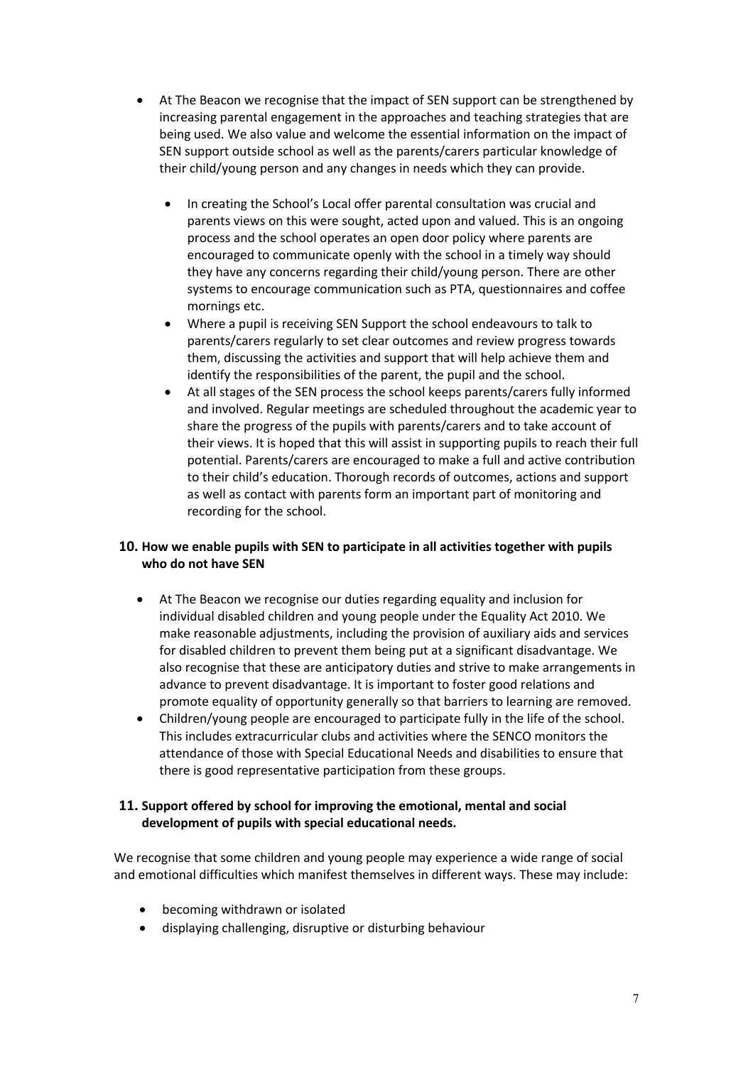- At The Beacon we recognise that the impact of SEN support can be strengthened by increasing parental engagement in the approaches and teaching strategies that are being used. We also value and welcome the essential information on the impact of SEN support outside school as well as the parents/carers particular knowledge of their child/young person and any changes in needs which they can provide.
    - In creating the School's Local offer parental consultation was crucial and parents views on this were sought, acted upon and valued. This is an ongoing process and the school operates an open door policy where parents are encouraged to communicate openly with the school in a timely way should they have any concerns regarding their child/young person. There are other systems to encourage communication such as PTA, questionnaires and coffee mornings etc.
    - Where a pupil is receiving SEN Support the school endeavours to talk to parents/carers regularly to set clear outcomes and review progress towards them, discussing the activities and support that will help achieve them and identify the responsibilities of the parent, the pupil and the school.
    - At all stages of the SEN process the school keeps parents/carers fully informed and involved. Regular meetings are scheduled throughout the academic year to share the progress of the pupils with parents/carers and to take account of their views. It is hoped that this will assist in supporting pupils to reach their full potential. Parents/carers are encouraged to make a full and active contribution to their child's education. Thorough records of outcomes, actions and support as well as contact with parents form an important part of monitoring and recording for the school.

## 10. How we enable pupils with SEN to participate in all activities together with pupils who do not have SEN

- At The Beacon we recognise our duties regarding equality and inclusion for individual disabled children and young people under the Equality Act 2010. We make reasonable adjustments, including the provision of auxiliary aids and services for disabled children to prevent them being put at a significant disadvantage. We also recognise that these are anticipatory duties and strive to make arrangements in advance to prevent disadvantage. It is important to foster good relations and promote equality of opportunity generally so that barriers to learning are removed.
- Children/young people are encouraged to participate fully in the life of the school. This includes extracurricular clubs and activities where the SENCO monitors the attendance of those with Special Educational Needs and disabilities to ensure that there is good representative participation from these groups.

## 11. Support offered by school for improving the emotional, mental and social development of pupils with special educational needs.

We recognise that some children and young people may experience a wide range of social and emotional difficulties which manifest themselves in different ways. These may include:

- becoming withdrawn or isolated
- displaying challenging, disruptive or disturbing behaviour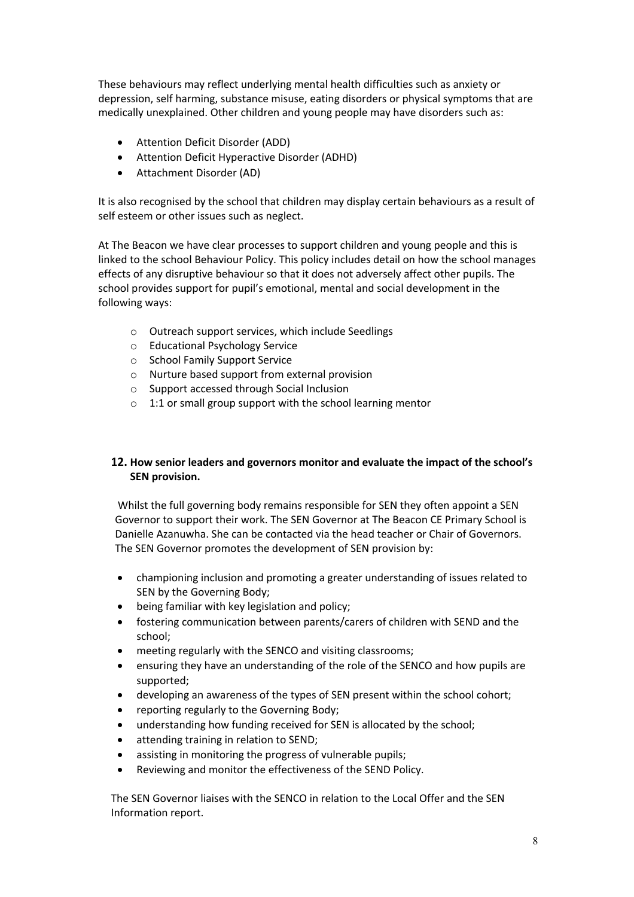These behaviours may reflect underlying mental health difficulties such as anxiety or depression, self harming, substance misuse, eating disorders or physical symptoms that are medically unexplained. Other children and young people may have disorders such as:

- Attention Deficit Disorder (ADD)
- Attention Deficit Hyperactive Disorder (ADHD)
- Attachment Disorder (AD)

It is also recognised by the school that children may display certain behaviours as a result of self esteem or other issues such as neglect.

At The Beacon we have clear processes to support children and young people and this is linked to the school Behaviour Policy. This policy includes detail on how the school manages effects of any disruptive behaviour so that it does not adversely affect other pupils. The school provides support for pupil's emotional, mental and social development in the following ways:

- Outreach support services, which include Seedlings
- Educational Psychology Service
- School Family Support Service
- Nurture based support from external provision
- Support accessed through Social Inclusion
- 1:1 or small group support with the school learning mentor

## 12. How senior leaders and governors monitor and evaluate the impact of the school's SEN provision.

Whilst the full governing body remains responsible for SEN they often appoint a SEN Governor to support their work. The SEN Governor at The Beacon CE Primary School is Danielle Azanuwha. She can be contacted via the head teacher or Chair of Governors. The SEN Governor promotes the development of SEN provision by:

- championing inclusion and promoting a greater understanding of issues related to SEN by the Governing Body;
- being familiar with key legislation and policy;
- fostering communication between parents/carers of children with SEND and the school;
- meeting regularly with the SENCO and visiting classrooms;
- ensuring they have an understanding of the role of the SENCO and how pupils are supported;
- developing an awareness of the types of SEN present within the school cohort;
- reporting regularly to the Governing Body;
- understanding how funding received for SEN is allocated by the school;
- attending training in relation to SEND;
- assisting in monitoring the progress of vulnerable pupils;
- Reviewing and monitor the effectiveness of the SEND Policy.

The SEN Governor liaises with the SENCO in relation to the Local Offer and the SEN Information report.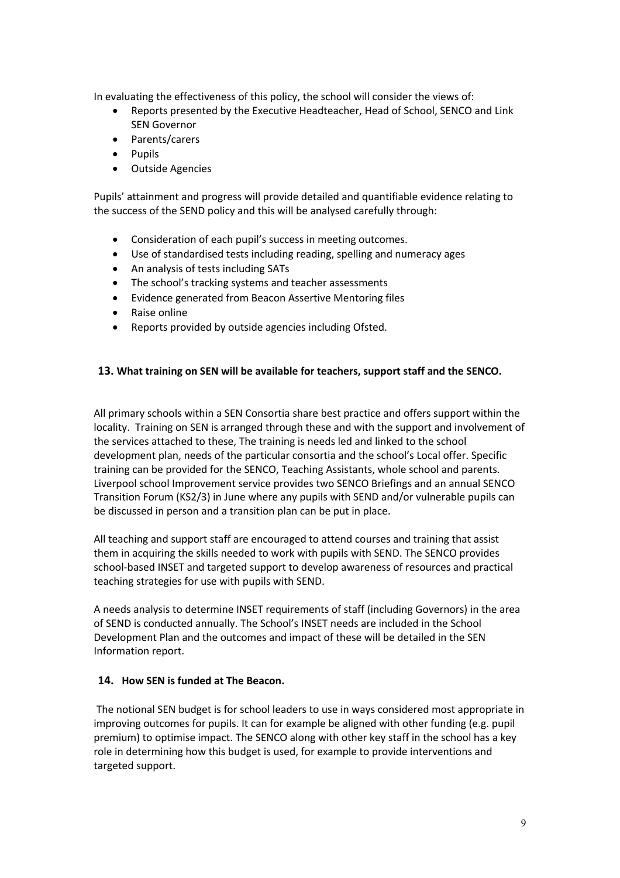In evaluating the effectiveness of this policy, the school will consider the views of:

- Reports presented by the Executive Headteacher, Head of School, SENCO and Link SEN Governor
- Parents/carers
- Pupils
- Outside Agencies

Pupils' attainment and progress will provide detailed and quantifiable evidence relating to the success of the SEND policy and this will be analysed carefully through:

- Consideration of each pupil's success in meeting outcomes.
- Use of standardised tests including reading, spelling and numeracy ages
- An analysis of tests including SATs
- The school's tracking systems and teacher assessments
- Evidence generated from Beacon Assertive Mentoring files
- Raise online
- Reports provided by outside agencies including Ofsted.

## 13. What training on SEN will be available for teachers, support staff and the SENCO.

All primary schools within a SEN Consortia share best practice and offers support within the locality. Training on SEN is arranged through these and with the support and involvement of the services attached to these, The training is needs led and linked to the school development plan, needs of the particular consortia and the school's Local offer. Specific training can be provided for the SENCO, Teaching Assistants, whole school and parents. Liverpool school Improvement service provides two SENCO Briefings and an annual SENCO Transition Forum (KS2/3) in June where any pupils with SEND and/or vulnerable pupils can be discussed in person and a transition plan can be put in place.

All teaching and support staff are encouraged to attend courses and training that assist them in acquiring the skills needed to work with pupils with SEND. The SENCO provides school-based INSET and targeted support to develop awareness of resources and practical teaching strategies for use with pupils with SEND.

A needs analysis to determine INSET requirements of staff (including Governors) in the area of SEND is conducted annually. The School's INSET needs are included in the School Development Plan and the outcomes and impact of these will be detailed in the SEN Information report.

## 14. How SEN is funded at The Beacon.

The notional SEN budget is for school leaders to use in ways considered most appropriate in improving outcomes for pupils. It can for example be aligned with other funding (e.g. pupil premium) to optimise impact. The SENCO along with other key staff in the school has a key role in determining how this budget is used, for example to provide interventions and targeted support.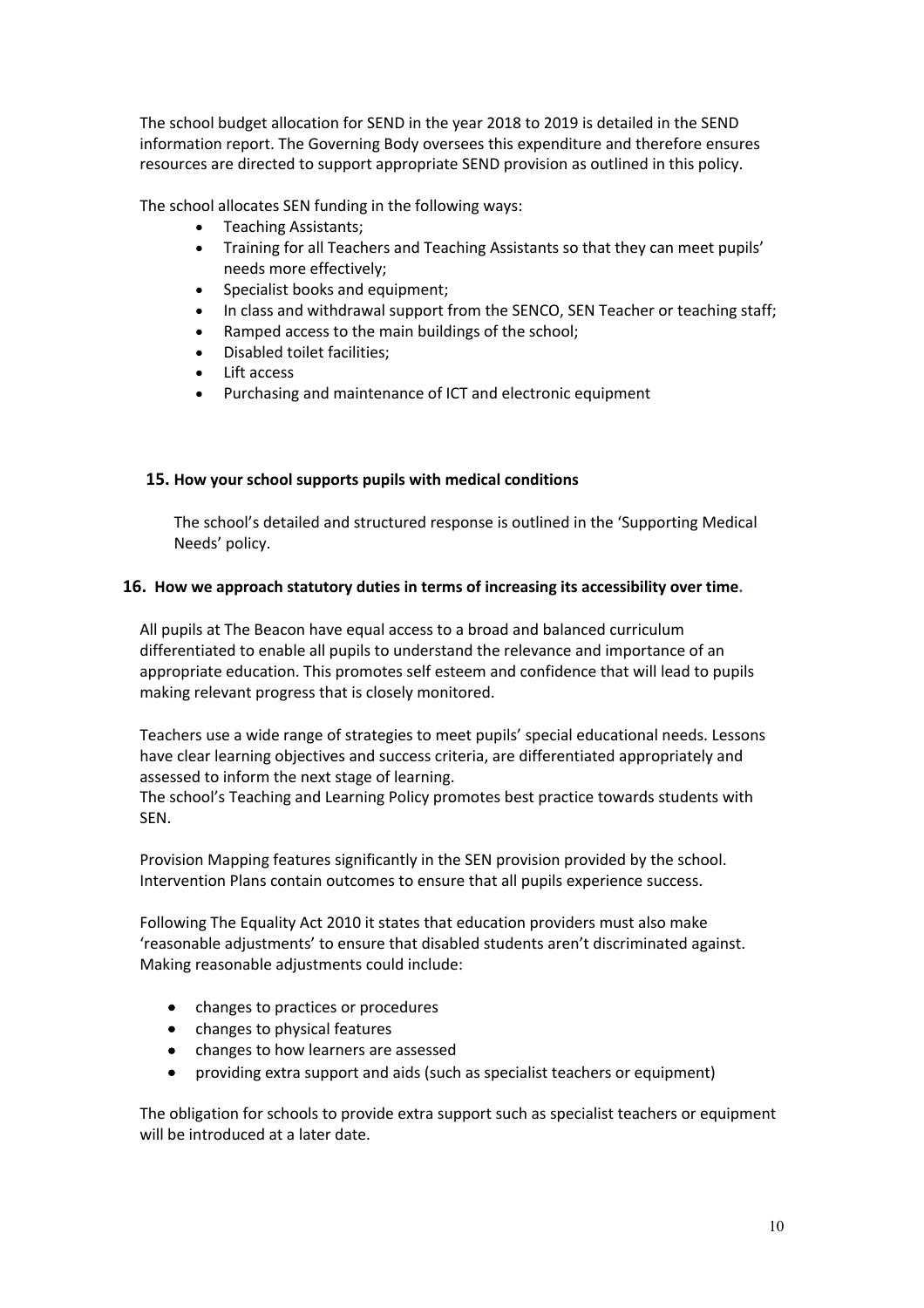The school budget allocation for SEND in the year 2018 to 2019 is detailed in the SEND information report. The Governing Body oversees this expenditure and therefore ensures resources are directed to support appropriate SEND provision as outlined in this policy.

The school allocates SEN funding in the following ways:

- Teaching Assistants;
- Training for all Teachers and Teaching Assistants so that they can meet pupils' needs more effectively;
- Specialist books and equipment;
- In class and withdrawal support from the SENCO, SEN Teacher or teaching staff;
- Ramped access to the main buildings of the school;
- Disabled toilet facilities;
- Lift access
- Purchasing and maintenance of ICT and electronic equipment

## 15. How your school supports pupils with medical conditions

The school's detailed and structured response is outlined in the 'Supporting Medical Needs' policy.

## 16. How we approach statutory duties in terms of increasing its accessibility over time.

All pupils at The Beacon have equal access to a broad and balanced curriculum differentiated to enable all pupils to understand the relevance and importance of an appropriate education. This promotes self esteem and confidence that will lead to pupils making relevant progress that is closely monitored.

Teachers use a wide range of strategies to meet pupils' special educational needs. Lessons have clear learning objectives and success criteria, are differentiated appropriately and assessed to inform the next stage of learning.
The school's Teaching and Learning Policy promotes best practice towards students with SEN.

Provision Mapping features significantly in the SEN provision provided by the school. Intervention Plans contain outcomes to ensure that all pupils experience success.

Following The Equality Act 2010 it states that education providers must also make 'reasonable adjustments' to ensure that disabled students aren't discriminated against. Making reasonable adjustments could include:

- changes to practices or procedures
- changes to physical features
- changes to how learners are assessed
- providing extra support and aids (such as specialist teachers or equipment)

The obligation for schools to provide extra support such as specialist teachers or equipment will be introduced at a later date.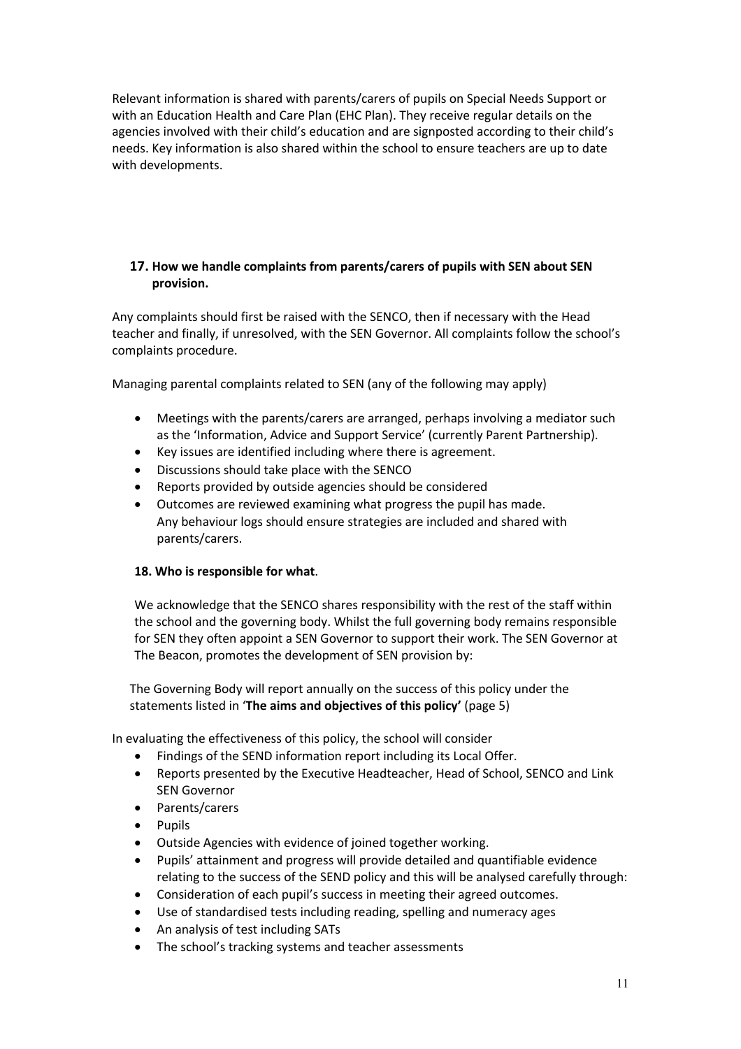Relevant information is shared with parents/carers of pupils on Special Needs Support or with an Education Health and Care Plan (EHC Plan). They receive regular details on the agencies involved with their child's education and are signposted according to their child's needs. Key information is also shared within the school to ensure teachers are up to date with developments.

## 17. How we handle complaints from parents/carers of pupils with SEN about SEN provision.

Any complaints should first be raised with the SENCO, then if necessary with the Head teacher and finally, if unresolved, with the SEN Governor. All complaints follow the school's complaints procedure.

Managing parental complaints related to SEN (any of the following may apply)

- Meetings with the parents/carers are arranged, perhaps involving a mediator such as the 'Information, Advice and Support Service' (currently Parent Partnership).
- Key issues are identified including where there is agreement.
- Discussions should take place with the SENCO
- Reports provided by outside agencies should be considered
- Outcomes are reviewed examining what progress the pupil has made. Any behaviour logs should ensure strategies are included and shared with parents/carers.

## 18. Who is responsible for what.

We acknowledge that the SENCO shares responsibility with the rest of the staff within the school and the governing body. Whilst the full governing body remains responsible for SEN they often appoint a SEN Governor to support their work. The SEN Governor at The Beacon, promotes the development of SEN provision by:

The Governing Body will report annually on the success of this policy under the statements listed in '**The aims and objectives of this policy'** (page 5)

In evaluating the effectiveness of this policy, the school will consider

- Findings of the SEND information report including its Local Offer.
- Reports presented by the Executive Headteacher, Head of School, SENCO and Link SEN Governor
- Parents/carers
- Pupils
- Outside Agencies with evidence of joined together working.
- Pupils' attainment and progress will provide detailed and quantifiable evidence relating to the success of the SEND policy and this will be analysed carefully through:
- Consideration of each pupil's success in meeting their agreed outcomes.
- Use of standardised tests including reading, spelling and numeracy ages
- An analysis of test including SATs
- The school's tracking systems and teacher assessments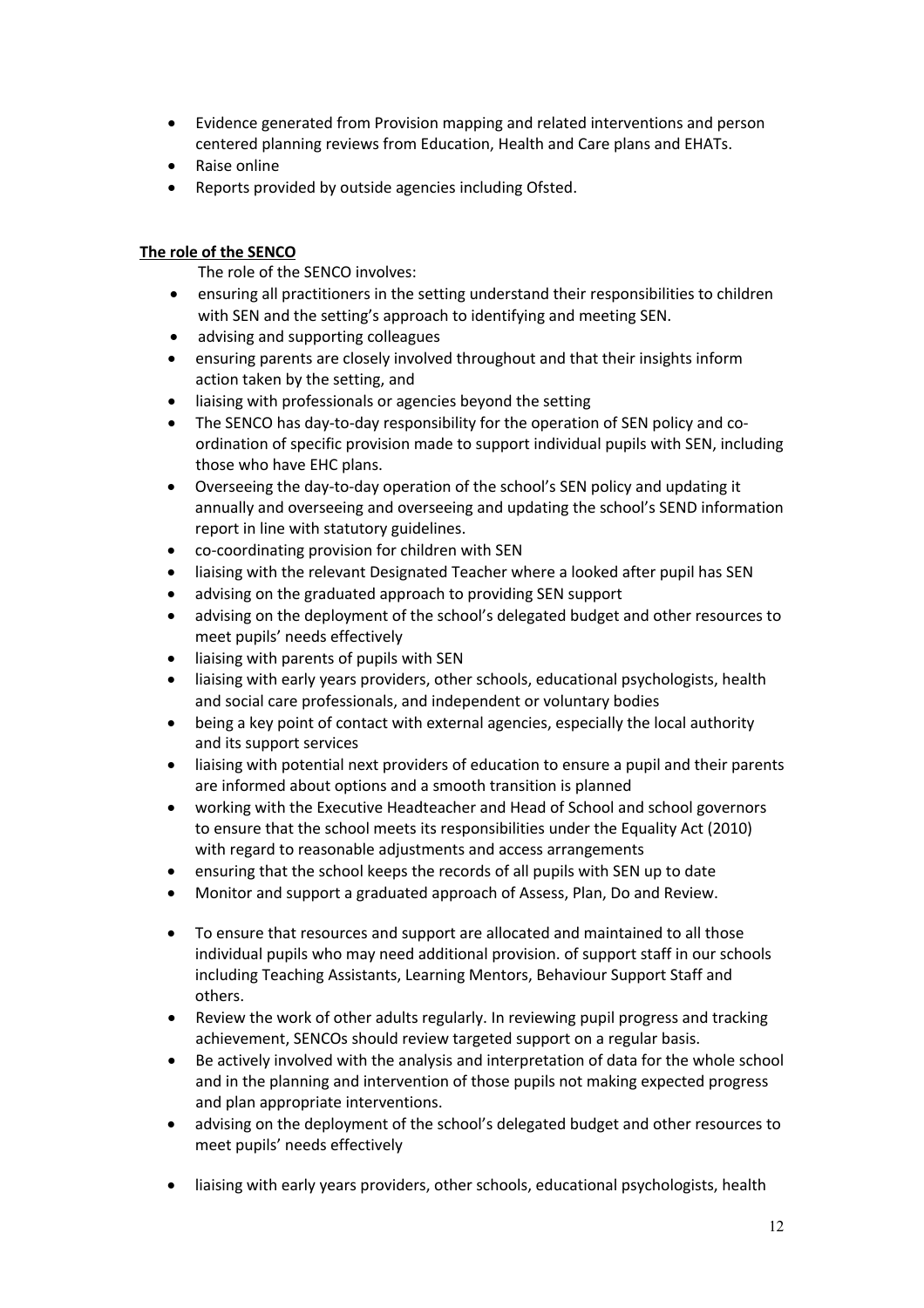- Evidence generated from Provision mapping and related interventions and person centered planning reviews from Education, Health and Care plans and EHATs.
- Raise online
- Reports provided by outside agencies including Ofsted.

**The role of the SENCO**

The role of the SENCO involves:

- ensuring all practitioners in the setting understand their responsibilities to children with SEN and the setting's approach to identifying and meeting SEN.
- advising and supporting colleagues
- ensuring parents are closely involved throughout and that their insights inform action taken by the setting, and
- liaising with professionals or agencies beyond the setting
- The SENCO has day-to-day responsibility for the operation of SEN policy and co-ordination of specific provision made to support individual pupils with SEN, including those who have EHC plans.
- Overseeing the day-to-day operation of the school's SEN policy and updating it annually and overseeing and overseeing and updating the school's SEND information report in line with statutory guidelines.
- co-coordinating provision for children with SEN
- liaising with the relevant Designated Teacher where a looked after pupil has SEN
- advising on the graduated approach to providing SEN support
- advising on the deployment of the school's delegated budget and other resources to meet pupils' needs effectively
- liaising with parents of pupils with SEN
- liaising with early years providers, other schools, educational psychologists, health and social care professionals, and independent or voluntary bodies
- being a key point of contact with external agencies, especially the local authority and its support services
- liaising with potential next providers of education to ensure a pupil and their parents are informed about options and a smooth transition is planned
- working with the Executive Headteacher and Head of School and school governors to ensure that the school meets its responsibilities under the Equality Act (2010) with regard to reasonable adjustments and access arrangements
- ensuring that the school keeps the records of all pupils with SEN up to date
- Monitor and support a graduated approach of Assess, Plan, Do and Review.
- To ensure that resources and support are allocated and maintained to all those individual pupils who may need additional provision. of support staff in our schools including Teaching Assistants, Learning Mentors, Behaviour Support Staff and others.
- Review the work of other adults regularly. In reviewing pupil progress and tracking achievement, SENCOs should review targeted support on a regular basis.
- Be actively involved with the analysis and interpretation of data for the whole school and in the planning and intervention of those pupils not making expected progress and plan appropriate interventions.
- advising on the deployment of the school's delegated budget and other resources to meet pupils' needs effectively
- liaising with early years providers, other schools, educational psychologists, health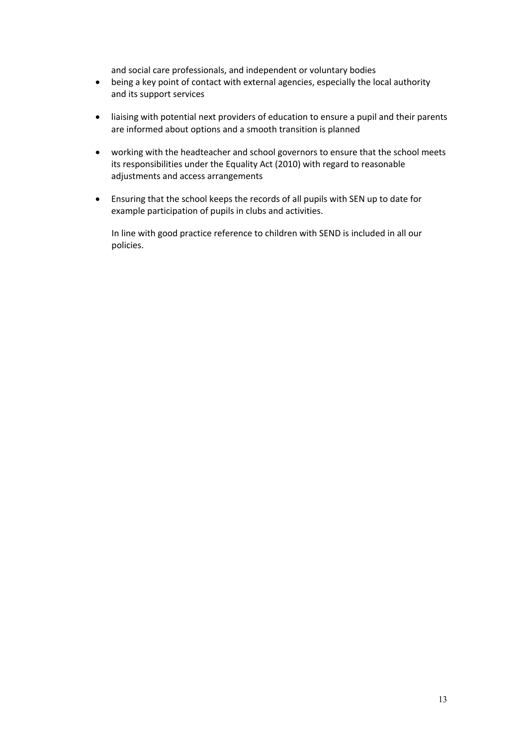and social care professionals, and independent or voluntary bodies

- being a key point of contact with external agencies, especially the local authority and its support services
- liaising with potential next providers of education to ensure a pupil and their parents are informed about options and a smooth transition is planned
- working with the headteacher and school governors to ensure that the school meets its responsibilities under the Equality Act (2010) with regard to reasonable adjustments and access arrangements
- Ensuring that the school keeps the records of all pupils with SEN up to date for example participation of pupils in clubs and activities.

In line with good practice reference to children with SEND is included in all our policies.